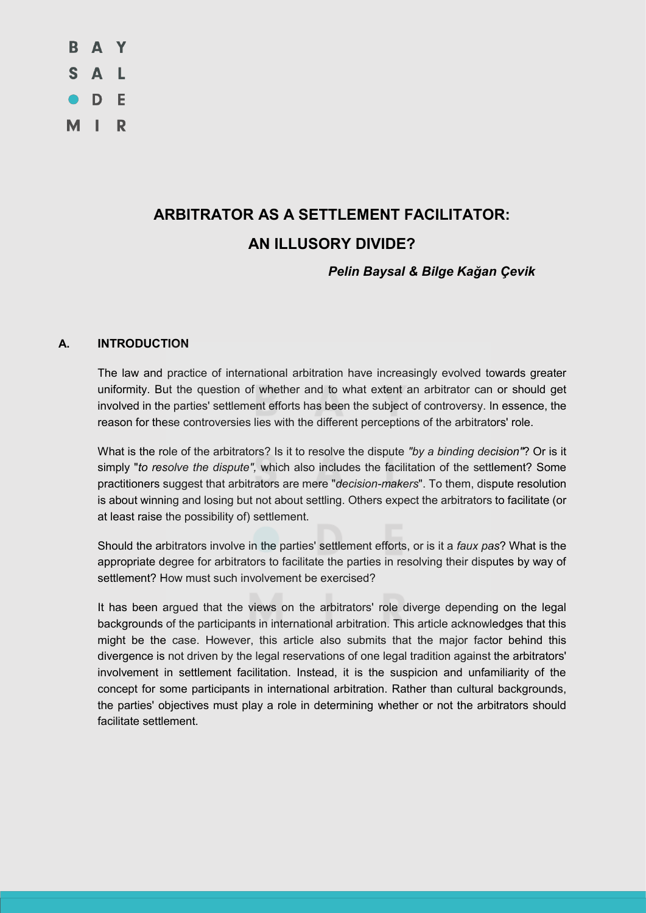# ARBITRATOR AS A SETTLEMENT FACILITATOR: AN ILLUSORY DIVIDE?

***Pelin Baysal & Bilge Kağan Çevik***

## A. INTRODUCTION

The law and practice of international arbitration have increasingly evolved towards greater uniformity. But the question of whether and to what extent an arbitrator can or should get involved in the parties' settlement efforts has been the subject of controversy. In essence, the reason for these controversies lies with the different perceptions of the arbitrators' role.

What is the role of the arbitrators? Is it to resolve the dispute *"by a binding decision"*? Or is it simply "*to resolve the dispute",* which also includes the facilitation of the settlement? Some practitioners suggest that arbitrators are mere "*decision-makers*". To them, dispute resolution is about winning and losing but not about settling. Others expect the arbitrators to facilitate (or at least raise the possibility of) settlement.

Should the arbitrators involve in the parties' settlement efforts, or is it a *faux pas*? What is the appropriate degree for arbitrators to facilitate the parties in resolving their disputes by way of settlement? How must such involvement be exercised?

It has been argued that the views on the arbitrators' role diverge depending on the legal backgrounds of the participants in international arbitration. This article acknowledges that this might be the case. However, this article also submits that the major factor behind this divergence is not driven by the legal reservations of one legal tradition against the arbitrators' involvement in settlement facilitation. Instead, it is the suspicion and unfamiliarity of the concept for some participants in international arbitration. Rather than cultural backgrounds, the parties' objectives must play a role in determining whether or not the arbitrators should facilitate settlement.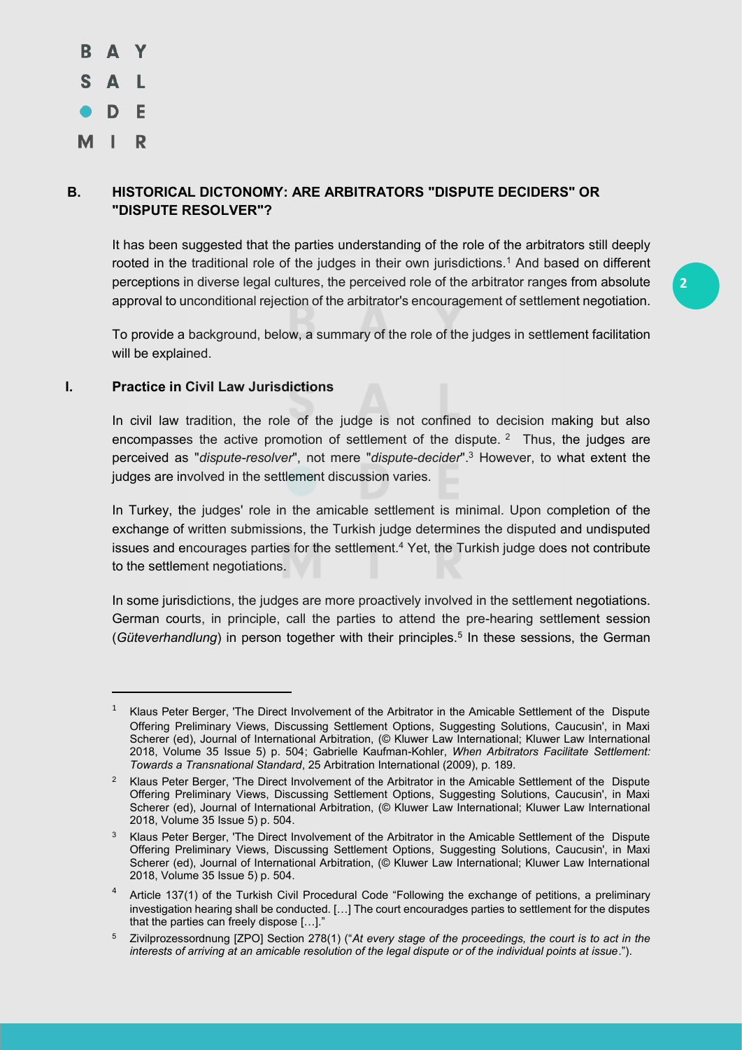## B. HISTORICAL DICTONOMY: ARE ARBITRATORS "DISPUTE DECIDERS" OR "DISPUTE RESOLVER"?

It has been suggested that the parties understanding of the role of the arbitrators still deeply rooted in the traditional role of the judges in their own jurisdictions.[1] And based on different perceptions in diverse legal cultures, the perceived role of the arbitrator ranges from absolute approval to unconditional rejection of the arbitrator's encouragement of settlement negotiation.

To provide a background, below, a summary of the role of the judges in settlement facilitation will be explained.

### I. Practice in Civil Law Jurisdictions

In civil law tradition, the role of the judge is not confined to decision making but also encompasses the active promotion of settlement of the dispute.[2] Thus, the judges are perceived as "*dispute-resolver*", not mere "*dispute-decider*".[3] However, to what extent the judges are involved in the settlement discussion varies.

In Turkey, the judges' role in the amicable settlement is minimal. Upon completion of the exchange of written submissions, the Turkish judge determines the disputed and undisputed issues and encourages parties for the settlement.[4] Yet, the Turkish judge does not contribute to the settlement negotiations.

In some jurisdictions, the judges are more proactively involved in the settlement negotiations. German courts, in principle, call the parties to attend the pre-hearing settlement session (*Güteverhandlung*) in person together with their principles.[5] In these sessions, the German

---

[1] Klaus Peter Berger, 'The Direct Involvement of the Arbitrator in the Amicable Settlement of the Dispute Offering Preliminary Views, Discussing Settlement Options, Suggesting Solutions, Caucusin', in Maxi Scherer (ed), Journal of International Arbitration, (© Kluwer Law International; Kluwer Law International 2018, Volume 35 Issue 5) p. 504; Gabrielle Kaufman-Kohler, *When Arbitrators Facilitate Settlement: Towards a Transnational Standard*, 25 Arbitration International (2009), p. 189.

[2] Klaus Peter Berger, 'The Direct Involvement of the Arbitrator in the Amicable Settlement of the Dispute Offering Preliminary Views, Discussing Settlement Options, Suggesting Solutions, Caucusin', in Maxi Scherer (ed), Journal of International Arbitration, (© Kluwer Law International; Kluwer Law International 2018, Volume 35 Issue 5) p. 504.

[3] Klaus Peter Berger, 'The Direct Involvement of the Arbitrator in the Amicable Settlement of the Dispute Offering Preliminary Views, Discussing Settlement Options, Suggesting Solutions, Caucusin', in Maxi Scherer (ed), Journal of International Arbitration, (© Kluwer Law International; Kluwer Law International 2018, Volume 35 Issue 5) p. 504.

[4] Article 137(1) of the Turkish Civil Procedural Code "Following the exchange of petitions, a preliminary investigation hearing shall be conducted. […] The court encouradges parties to settlement for the disputes that the parties can freely dispose […]."

[5] Zivilprozessordnung [ZPO] Section 278(1) ("*At every stage of the proceedings, the court is to act in the interests of arriving at an amicable resolution of the legal dispute or of the individual points at issue*.").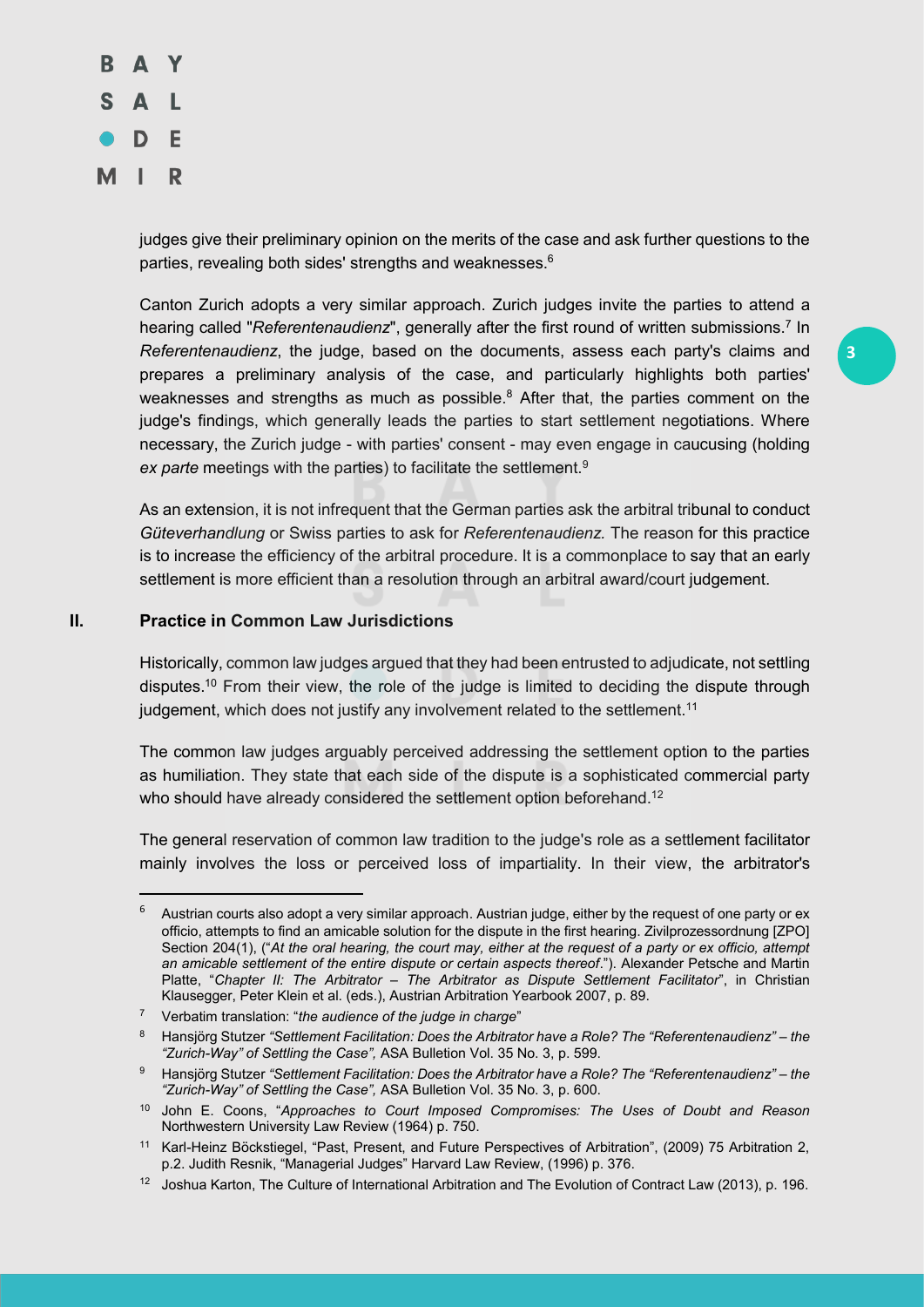judges give their preliminary opinion on the merits of the case and ask further questions to the parties, revealing both sides' strengths and weaknesses.[6]

Canton Zurich adopts a very similar approach. Zurich judges invite the parties to attend a hearing called "*Referentenaudienz*", generally after the first round of written submissions.[7] In *Referentenaudienz*, the judge, based on the documents, assess each party's claims and prepares a preliminary analysis of the case, and particularly highlights both parties' weaknesses and strengths as much as possible.[8] After that, the parties comment on the judge's findings, which generally leads the parties to start settlement negotiations. Where necessary, the Zurich judge - with parties' consent - may even engage in caucusing (holding *ex parte* meetings with the parties) to facilitate the settlement.[9]

As an extension, it is not infrequent that the German parties ask the arbitral tribunal to conduct *Güteverhandlung* or Swiss parties to ask for *Referentenaudienz*. The reason for this practice is to increase the efficiency of the arbitral procedure. It is a commonplace to say that an early settlement is more efficient than a resolution through an arbitral award/court judgement.

## II. Practice in Common Law Jurisdictions

Historically, common law judges argued that they had been entrusted to adjudicate, not settling disputes.[10] From their view, the role of the judge is limited to deciding the dispute through judgement, which does not justify any involvement related to the settlement.[11]

The common law judges arguably perceived addressing the settlement option to the parties as humiliation. They state that each side of the dispute is a sophisticated commercial party who should have already considered the settlement option beforehand.[12]

The general reservation of common law tradition to the judge's role as a settlement facilitator mainly involves the loss or perceived loss of impartiality. In their view, the arbitrator's

---

[6] Austrian courts also adopt a very similar approach. Austrian judge, either by the request of one party or ex officio, attempts to find an amicable solution for the dispute in the first hearing. Zivilprozessordnung [ZPO] Section 204(1), ("*At the oral hearing, the court may, either at the request of a party or ex officio, attempt an amicable settlement of the entire dispute or certain aspects thereof*."). Alexander Petsche and Martin Platte, "*Chapter II: The Arbitrator – The Arbitrator as Dispute Settlement Facilitator*", in Christian Klausegger, Peter Klein et al. (eds.), Austrian Arbitration Yearbook 2007, p. 89.

[7] Verbatim translation: "*the audience of the judge in charge*"

[8] Hansjörg Stutzer *"Settlement Facilitation: Does the Arbitrator have a Role? The "Referentenaudienz" – the "Zurich-Way" of Settling the Case",* ASA Bulletion Vol. 35 No. 3, p. 599.

[9] Hansjörg Stutzer *"Settlement Facilitation: Does the Arbitrator have a Role? The "Referentenaudienz" – the "Zurich-Way" of Settling the Case",* ASA Bulletion Vol. 35 No. 3, p. 600.

[10] John E. Coons, "*Approaches to Court Imposed Compromises: The Uses of Doubt and Reason* Northwestern University Law Review (1964) p. 750.

[11] Karl-Heinz Böckstiegel, "Past, Present, and Future Perspectives of Arbitration", (2009) 75 Arbitration 2, p.2. Judith Resnik, "Managerial Judges" Harvard Law Review, (1996) p. 376.

[12] Joshua Karton, The Culture of International Arbitration and The Evolution of Contract Law (2013), p. 196.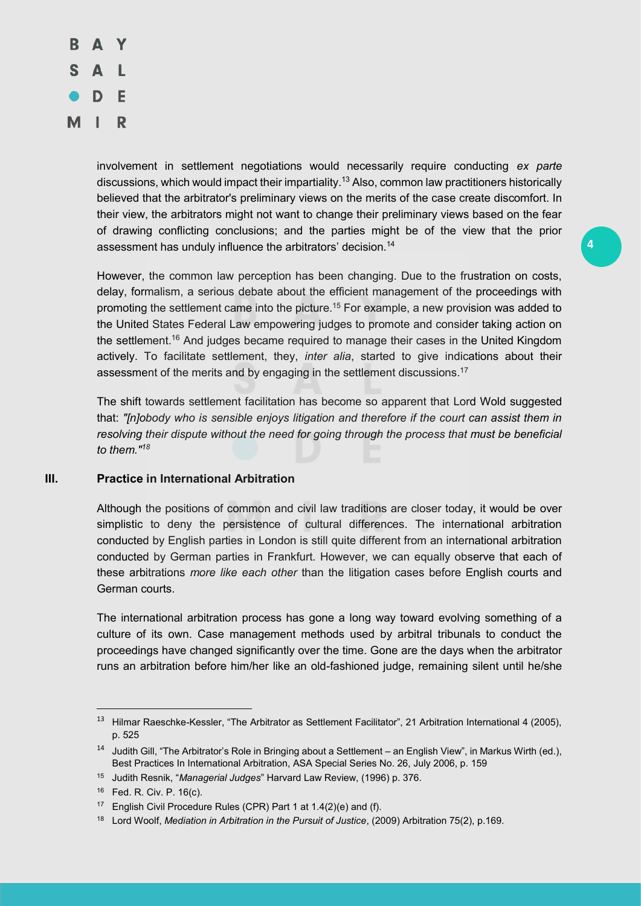involvement in settlement negotiations would necessarily require conducting *ex parte* discussions, which would impact their impartiality.[13] Also, common law practitioners historically believed that the arbitrator's preliminary views on the merits of the case create discomfort. In their view, the arbitrators might not want to change their preliminary views based on the fear of drawing conflicting conclusions; and the parties might be of the view that the prior assessment has unduly influence the arbitrators' decision.[14]

However, the common law perception has been changing. Due to the frustration on costs, delay, formalism, a serious debate about the efficient management of the proceedings with promoting the settlement came into the picture.[15] For example, a new provision was added to the United States Federal Law empowering judges to promote and consider taking action on the settlement.[16] And judges became required to manage their cases in the United Kingdom actively. To facilitate settlement, they, *inter alia*, started to give indications about their assessment of the merits and by engaging in the settlement discussions.[17]

The shift towards settlement facilitation has become so apparent that Lord Wold suggested that: *"[n]obody who is sensible enjoys litigation and therefore if the court can assist them in resolving their dispute without the need for going through the process that must be beneficial to them."*[18]

## III. Practice in International Arbitration

Although the positions of common and civil law traditions are closer today, it would be over simplistic to deny the persistence of cultural differences. The international arbitration conducted by English parties in London is still quite different from an international arbitration conducted by German parties in Frankfurt. However, we can equally observe that each of these arbitrations *more like each other* than the litigation cases before English courts and German courts.

The international arbitration process has gone a long way toward evolving something of a culture of its own. Case management methods used by arbitral tribunals to conduct the proceedings have changed significantly over the time. Gone are the days when the arbitrator runs an arbitration before him/her like an old-fashioned judge, remaining silent until he/she

---

[13] Hilmar Raeschke-Kessler, "The Arbitrator as Settlement Facilitator", 21 Arbitration International 4 (2005), p. 525

[14] Judith Gill, "The Arbitrator's Role in Bringing about a Settlement – an English View", in Markus Wirth (ed.), Best Practices In International Arbitration, ASA Special Series No. 26, July 2006, p. 159

[15] Judith Resnik, "*Managerial Judges*" Harvard Law Review, (1996) p. 376.

[16] Fed. R. Civ. P. 16(c).

[17] English Civil Procedure Rules (CPR) Part 1 at 1.4(2)(e) and (f).

[18] Lord Woolf, *Mediation in Arbitration in the Pursuit of Justice*, (2009) Arbitration 75(2), p.169.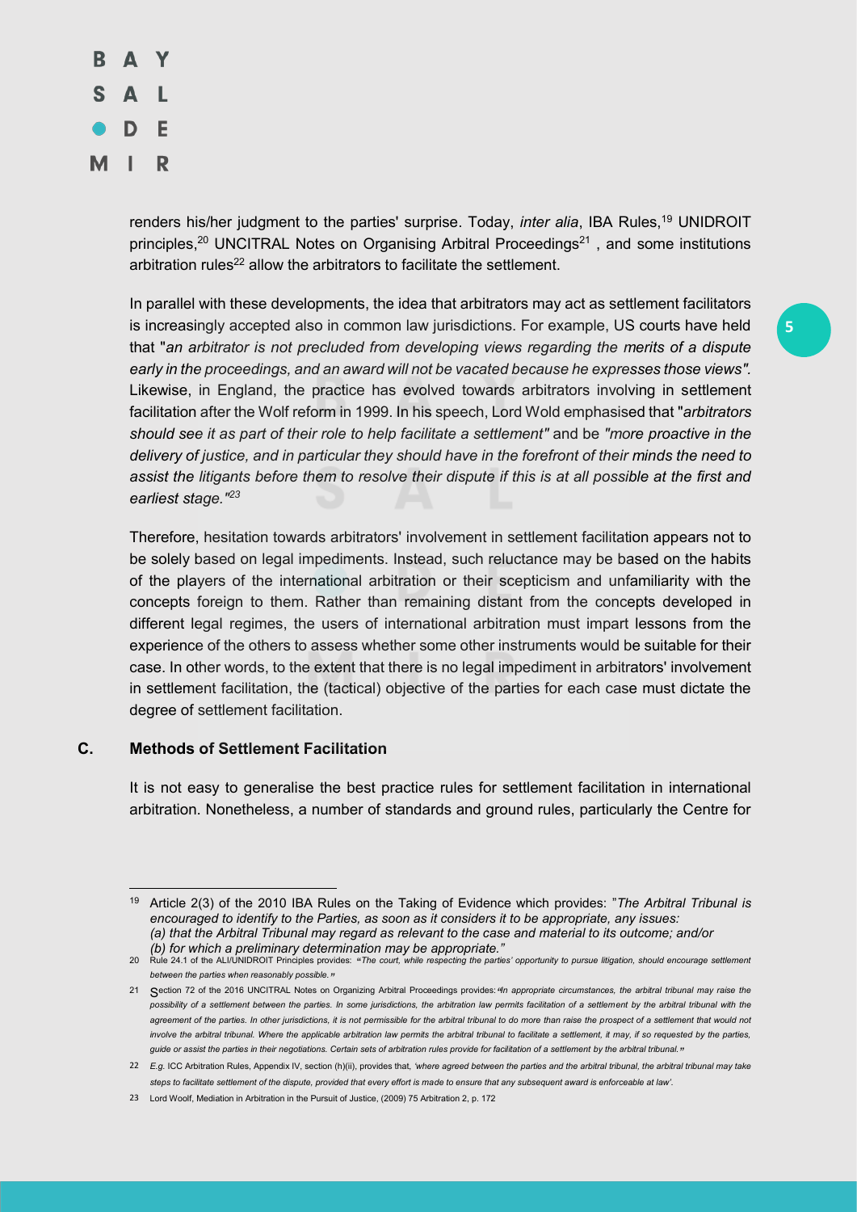renders his/her judgment to the parties' surprise. Today, *inter alia*, IBA Rules,[19] UNIDROIT principles,[20] UNCITRAL Notes on Organising Arbitral Proceedings[21] , and some institutions arbitration rules[22] allow the arbitrators to facilitate the settlement.

In parallel with these developments, the idea that arbitrators may act as settlement facilitators is increasingly accepted also in common law jurisdictions. For example, US courts have held that "*an arbitrator is not precluded from developing views regarding the merits of a dispute early in the proceedings, and an award will not be vacated because he expresses those views"*. Likewise, in England, the practice has evolved towards arbitrators involving in settlement facilitation after the Wolf reform in 1999. In his speech, Lord Wold emphasised that "*arbitrators should see it as part of their role to help facilitate a settlement"* and be *"more proactive in the delivery of justice, and in particular they should have in the forefront of their minds the need to assist the litigants before them to resolve their dispute if this is at all possible at the first and earliest stage."*[23]

Therefore, hesitation towards arbitrators' involvement in settlement facilitation appears not to be solely based on legal impediments. Instead, such reluctance may be based on the habits of the players of the international arbitration or their scepticism and unfamiliarity with the concepts foreign to them. Rather than remaining distant from the concepts developed in different legal regimes, the users of international arbitration must impart lessons from the experience of the others to assess whether some other instruments would be suitable for their case. In other words, to the extent that there is no legal impediment in arbitrators' involvement in settlement facilitation, the (tactical) objective of the parties for each case must dictate the degree of settlement facilitation.

## C. Methods of Settlement Facilitation

It is not easy to generalise the best practice rules for settlement facilitation in international arbitration. Nonetheless, a number of standards and ground rules, particularly the Centre for

---

[19] Article 2(3) of the 2010 IBA Rules on the Taking of Evidence which provides: "*The Arbitral Tribunal is encouraged to identify to the Parties, as soon as it considers it to be appropriate, any issues: (a) that the Arbitral Tribunal may regard as relevant to the case and material to its outcome; and/or (b) for which a preliminary determination may be appropriate."*

[20] Rule 24.1 of the ALI/UNIDROIT Principles provides: "*The court, while respecting the parties' opportunity to pursue litigation, should encourage settlement between the parties when reasonably possible.*"

[21] Section 72 of the 2016 UNCITRAL Notes on Organizing Arbitral Proceedings provides: "*In appropriate circumstances, the arbitral tribunal may raise the possibility of a settlement between the parties. In some jurisdictions, the arbitration law permits facilitation of a settlement by the arbitral tribunal with the agreement of the parties. In other jurisdictions, it is not permissible for the arbitral tribunal to do more than raise the prospect of a settlement that would not involve the arbitral tribunal. Where the applicable arbitration law permits the arbitral tribunal to facilitate a settlement, it may, if so requested by the parties, guide or assist the parties in their negotiations. Certain sets of arbitration rules provide for facilitation of a settlement by the arbitral tribunal.*"

[22] *E.g.* ICC Arbitration Rules, Appendix IV, section (h)(ii), provides that, *'where agreed between the parties and the arbitral tribunal, the arbitral tribunal may take steps to facilitate settlement of the dispute, provided that every effort is made to ensure that any subsequent award is enforceable at law'.*

[23] Lord Woolf, Mediation in Arbitration in the Pursuit of Justice, (2009) 75 Arbitration 2, p. 172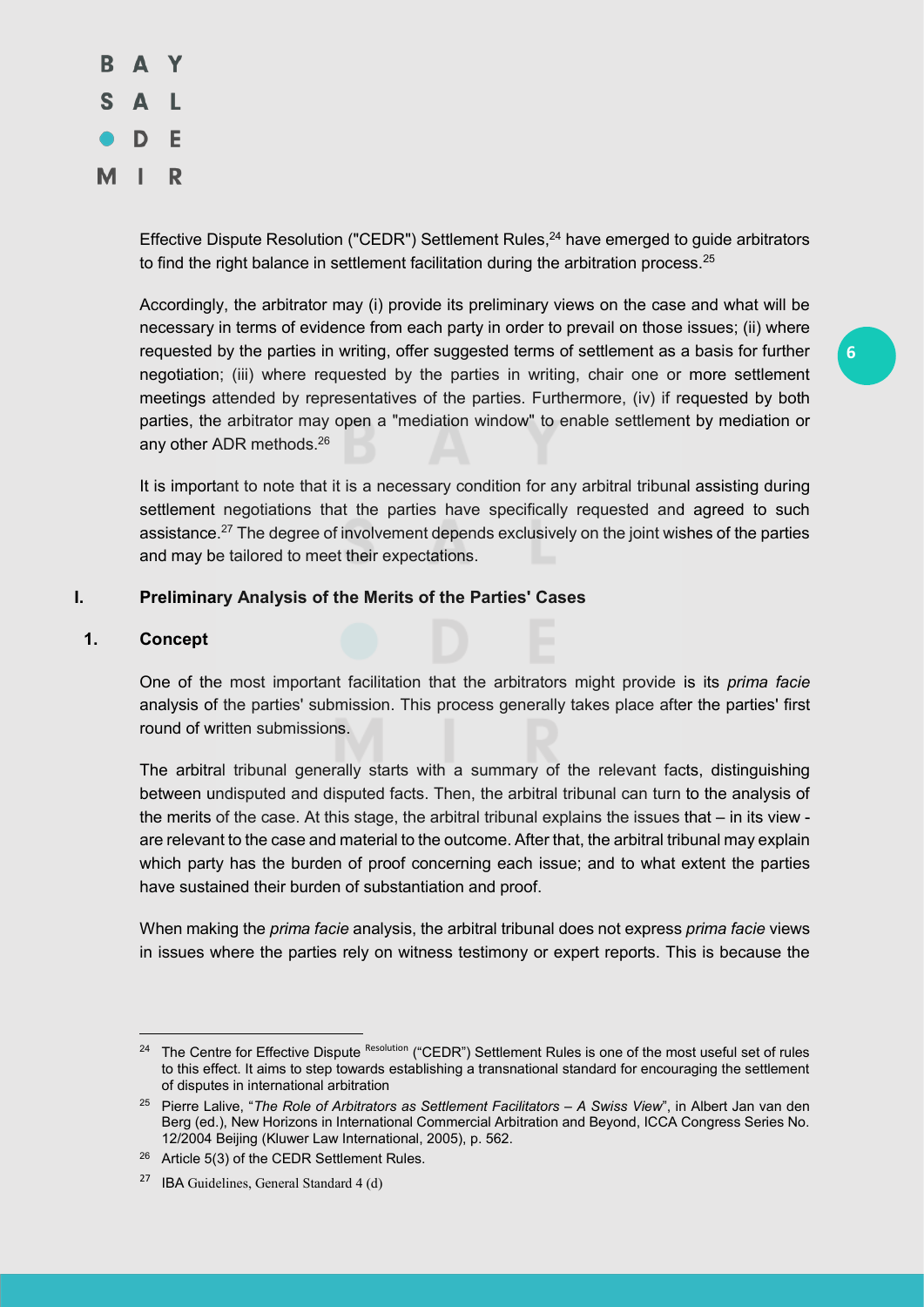Effective Dispute Resolution ("CEDR") Settlement Rules,[24] have emerged to guide arbitrators to find the right balance in settlement facilitation during the arbitration process.[25]

Accordingly, the arbitrator may (i) provide its preliminary views on the case and what will be necessary in terms of evidence from each party in order to prevail on those issues; (ii) where requested by the parties in writing, offer suggested terms of settlement as a basis for further negotiation; (iii) where requested by the parties in writing, chair one or more settlement meetings attended by representatives of the parties. Furthermore, (iv) if requested by both parties, the arbitrator may open a "mediation window" to enable settlement by mediation or any other ADR methods.[26]

It is important to note that it is a necessary condition for any arbitral tribunal assisting during settlement negotiations that the parties have specifically requested and agreed to such assistance.[27] The degree of involvement depends exclusively on the joint wishes of the parties and may be tailored to meet their expectations.

## I. Preliminary Analysis of the Merits of the Parties' Cases

### 1. Concept

One of the most important facilitation that the arbitrators might provide is its *prima facie* analysis of the parties' submission. This process generally takes place after the parties' first round of written submissions.

The arbitral tribunal generally starts with a summary of the relevant facts, distinguishing between undisputed and disputed facts. Then, the arbitral tribunal can turn to the analysis of the merits of the case. At this stage, the arbitral tribunal explains the issues that – in its view - are relevant to the case and material to the outcome. After that, the arbitral tribunal may explain which party has the burden of proof concerning each issue; and to what extent the parties have sustained their burden of substantiation and proof.

When making the *prima facie* analysis, the arbitral tribunal does not express *prima facie* views in issues where the parties rely on witness testimony or expert reports. This is because the

---

[24] The Centre for Effective Dispute Resolution ("CEDR") Settlement Rules is one of the most useful set of rules to this effect. It aims to step towards establishing a transnational standard for encouraging the settlement of disputes in international arbitration

[25] Pierre Lalive, "*The Role of Arbitrators as Settlement Facilitators – A Swiss View*", in Albert Jan van den Berg (ed.), New Horizons in International Commercial Arbitration and Beyond, ICCA Congress Series No. 12/2004 Beijing (Kluwer Law International, 2005), p. 562.

[26] Article 5(3) of the CEDR Settlement Rules.

[27] IBA Guidelines, General Standard 4 (d)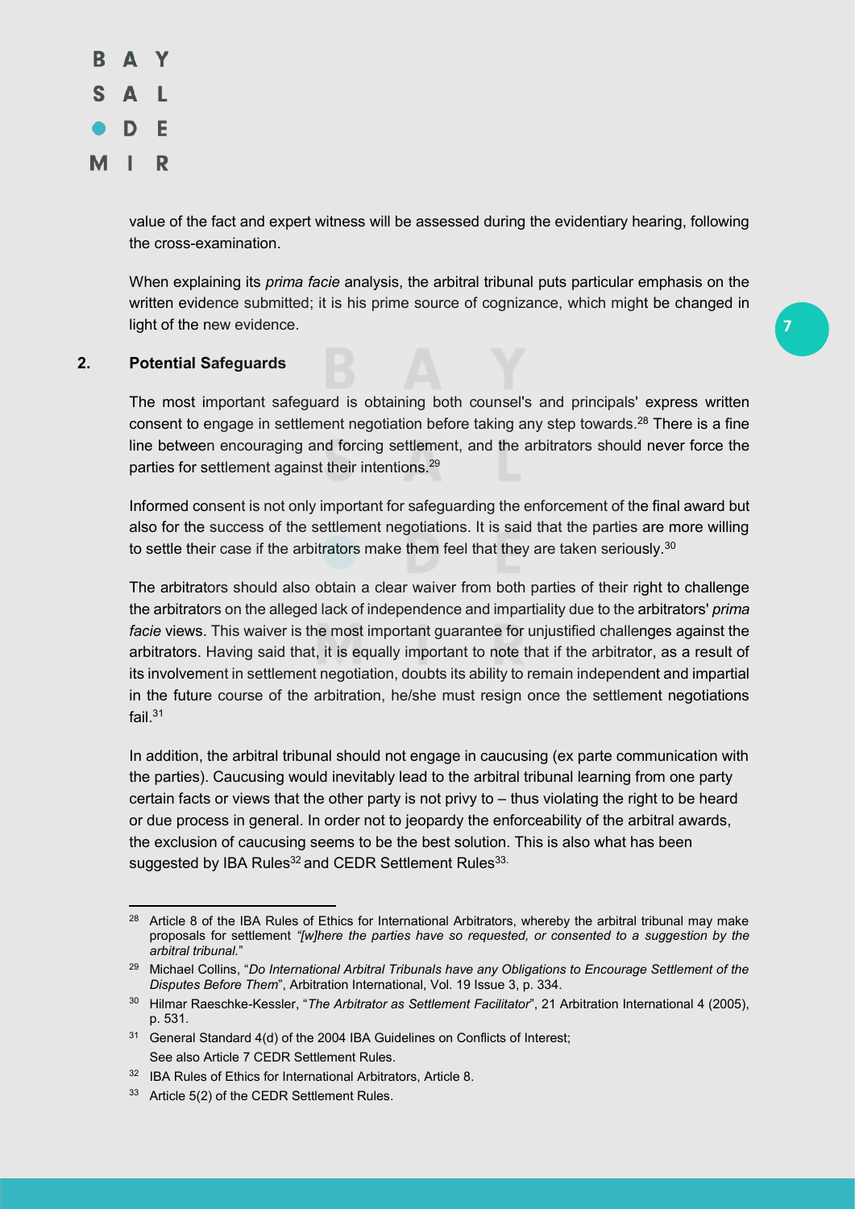value of the fact and expert witness will be assessed during the evidentiary hearing, following the cross-examination.

When explaining its *prima facie* analysis, the arbitral tribunal puts particular emphasis on the written evidence submitted; it is his prime source of cognizance, which might be changed in light of the new evidence.

## 2. Potential Safeguards

The most important safeguard is obtaining both counsel's and principals' express written consent to engage in settlement negotiation before taking any step towards.[28] There is a fine line between encouraging and forcing settlement, and the arbitrators should never force the parties for settlement against their intentions.[29]

Informed consent is not only important for safeguarding the enforcement of the final award but also for the success of the settlement negotiations. It is said that the parties are more willing to settle their case if the arbitrators make them feel that they are taken seriously.[30]

The arbitrators should also obtain a clear waiver from both parties of their right to challenge the arbitrators on the alleged lack of independence and impartiality due to the arbitrators' *prima facie* views. This waiver is the most important guarantee for unjustified challenges against the arbitrators. Having said that, it is equally important to note that if the arbitrator, as a result of its involvement in settlement negotiation, doubts its ability to remain independent and impartial in the future course of the arbitration, he/she must resign once the settlement negotiations fail.[31]

In addition, the arbitral tribunal should not engage in caucusing (ex parte communication with the parties). Caucusing would inevitably lead to the arbitral tribunal learning from one party certain facts or views that the other party is not privy to – thus violating the right to be heard or due process in general. In order not to jeopardy the enforceability of the arbitral awards, the exclusion of caucusing seems to be the best solution. This is also what has been suggested by IBA Rules[32] and CEDR Settlement Rules[33].

---

[28] Article 8 of the IBA Rules of Ethics for International Arbitrators, whereby the arbitral tribunal may make proposals for settlement *"[w]here the parties have so requested, or consented to a suggestion by the arbitral tribunal."*

[29] Michael Collins, "*Do International Arbitral Tribunals have any Obligations to Encourage Settlement of the Disputes Before Them*", Arbitration International, Vol. 19 Issue 3, p. 334.

[30] Hilmar Raeschke-Kessler, "*The Arbitrator as Settlement Facilitator*", 21 Arbitration International 4 (2005), p. 531.

[31] General Standard 4(d) of the 2004 IBA Guidelines on Conflicts of Interest;
See also Article 7 CEDR Settlement Rules.

[32] IBA Rules of Ethics for International Arbitrators, Article 8.

[33] Article 5(2) of the CEDR Settlement Rules.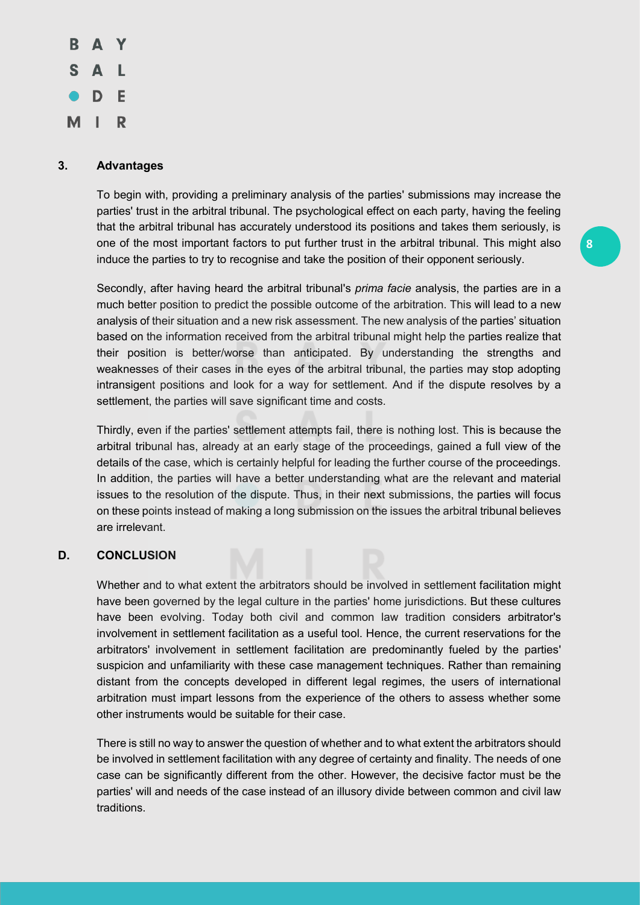### 3. Advantages

To begin with, providing a preliminary analysis of the parties' submissions may increase the parties' trust in the arbitral tribunal. The psychological effect on each party, having the feeling that the arbitral tribunal has accurately understood its positions and takes them seriously, is one of the most important factors to put further trust in the arbitral tribunal. This might also induce the parties to try to recognise and take the position of their opponent seriously.

Secondly, after having heard the arbitral tribunal's *prima facie* analysis, the parties are in a much better position to predict the possible outcome of the arbitration. This will lead to a new analysis of their situation and a new risk assessment. The new analysis of the parties' situation based on the information received from the arbitral tribunal might help the parties realize that their position is better/worse than anticipated. By understanding the strengths and weaknesses of their cases in the eyes of the arbitral tribunal, the parties may stop adopting intransigent positions and look for a way for settlement. And if the dispute resolves by a settlement, the parties will save significant time and costs.

Thirdly, even if the parties' settlement attempts fail, there is nothing lost. This is because the arbitral tribunal has, already at an early stage of the proceedings, gained a full view of the details of the case, which is certainly helpful for leading the further course of the proceedings. In addition, the parties will have a better understanding what are the relevant and material issues to the resolution of the dispute. Thus, in their next submissions, the parties will focus on these points instead of making a long submission on the issues the arbitral tribunal believes are irrelevant.

## D. CONCLUSION

Whether and to what extent the arbitrators should be involved in settlement facilitation might have been governed by the legal culture in the parties' home jurisdictions. But these cultures have been evolving. Today both civil and common law tradition considers arbitrator's involvement in settlement facilitation as a useful tool. Hence, the current reservations for the arbitrators' involvement in settlement facilitation are predominantly fueled by the parties' suspicion and unfamiliarity with these case management techniques. Rather than remaining distant from the concepts developed in different legal regimes, the users of international arbitration must impart lessons from the experience of the others to assess whether some other instruments would be suitable for their case.

There is still no way to answer the question of whether and to what extent the arbitrators should be involved in settlement facilitation with any degree of certainty and finality. The needs of one case can be significantly different from the other. However, the decisive factor must be the parties' will and needs of the case instead of an illusory divide between common and civil law traditions.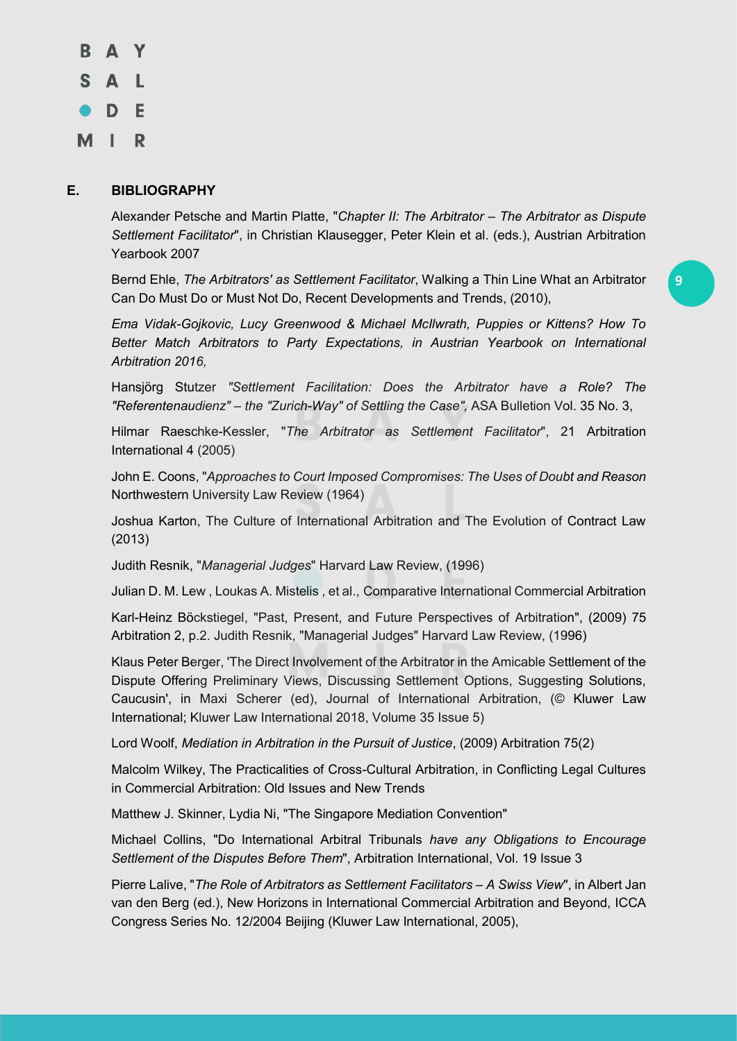## E. BIBLIOGRAPHY

Alexander Petsche and Martin Platte, "*Chapter II: The Arbitrator – The Arbitrator as Dispute Settlement Facilitator*", in Christian Klausegger, Peter Klein et al. (eds.), Austrian Arbitration Yearbook 2007

Bernd Ehle, *The Arbitrators' as Settlement Facilitator*, Walking a Thin Line What an Arbitrator Can Do Must Do or Must Not Do, Recent Developments and Trends, (2010),

*Ema Vidak-Gojkovic, Lucy Greenwood & Michael McIlwrath, Puppies or Kittens? How To Better Match Arbitrators to Party Expectations, in Austrian Yearbook on International Arbitration 2016,*

Hansjörg Stutzer *"Settlement Facilitation: Does the Arbitrator have a Role? The "Referentenaudienz" – the "Zurich-Way" of Settling the Case",* ASA Bulletion Vol. 35 No. 3,

Hilmar Raeschke-Kessler, "*The Arbitrator as Settlement Facilitator*", 21 Arbitration International 4 (2005)

John E. Coons, "*Approaches to Court Imposed Compromises: The Uses of Doubt and Reason* Northwestern University Law Review (1964)

Joshua Karton, The Culture of International Arbitration and The Evolution of Contract Law (2013)

Judith Resnik, "*Managerial Judges*" Harvard Law Review, (1996)

Julian D. M. Lew , Loukas A. Mistelis , et al., Comparative International Commercial Arbitration

Karl-Heinz Böckstiegel, "Past, Present, and Future Perspectives of Arbitration", (2009) 75 Arbitration 2, p.2. Judith Resnik, "Managerial Judges" Harvard Law Review, (1996)

Klaus Peter Berger, 'The Direct Involvement of the Arbitrator in the Amicable Settlement of the Dispute Offering Preliminary Views, Discussing Settlement Options, Suggesting Solutions, Caucusin', in Maxi Scherer (ed), Journal of International Arbitration, (© Kluwer Law International; Kluwer Law International 2018, Volume 35 Issue 5)

Lord Woolf, *Mediation in Arbitration in the Pursuit of Justice*, (2009) Arbitration 75(2)

Malcolm Wilkey, The Practicalities of Cross-Cultural Arbitration, in Conflicting Legal Cultures in Commercial Arbitration: Old Issues and New Trends

Matthew J. Skinner, Lydia Ni, "The Singapore Mediation Convention"

Michael Collins, "Do International Arbitral Tribunals *have any Obligations to Encourage Settlement of the Disputes Before Them*", Arbitration International, Vol. 19 Issue 3

Pierre Lalive, "*The Role of Arbitrators as Settlement Facilitators – A Swiss View*", in Albert Jan van den Berg (ed.), New Horizons in International Commercial Arbitration and Beyond, ICCA Congress Series No. 12/2004 Beijing (Kluwer Law International, 2005),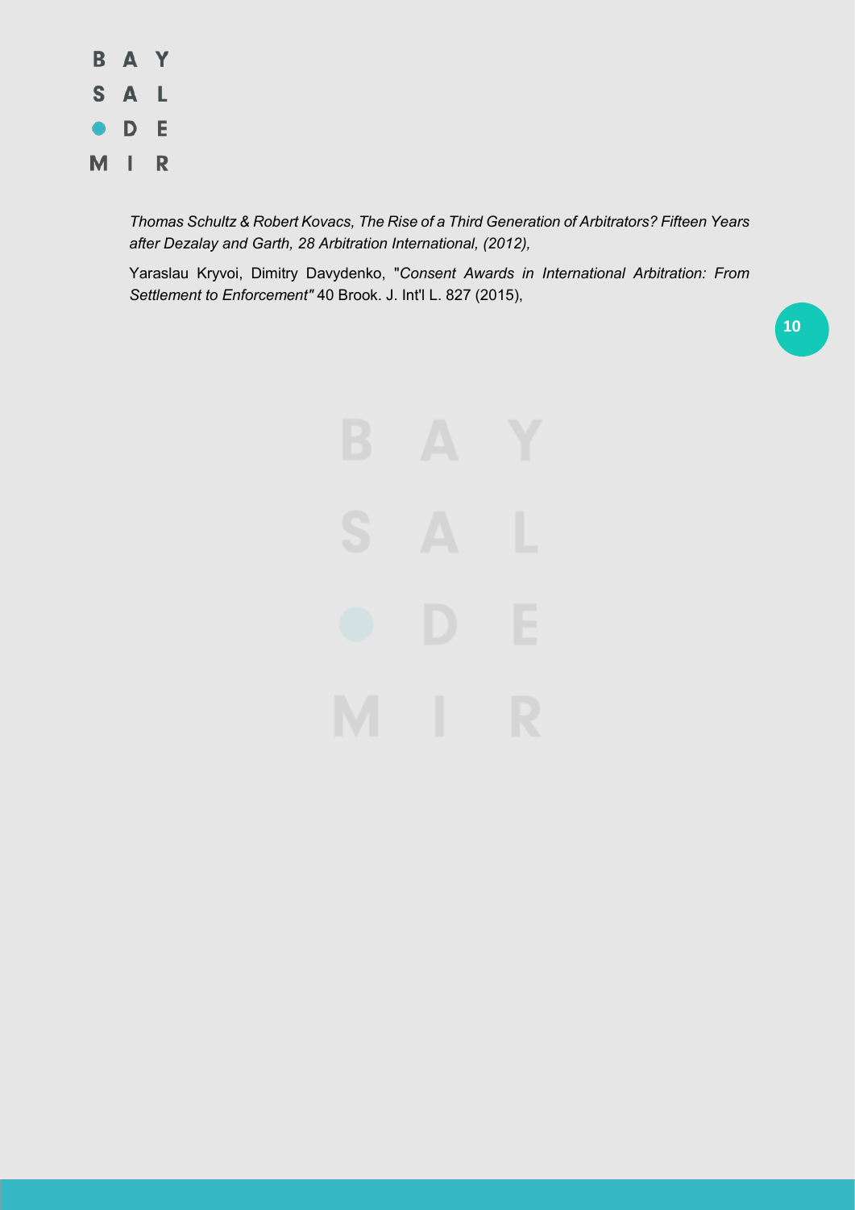*Thomas Schultz & Robert Kovacs, The Rise of a Third Generation of Arbitrators? Fifteen Years after Dezalay and Garth, 28 Arbitration International, (2012),*

Yaraslau Kryvoi, Dimitry Davydenko, "*Consent Awards in International Arbitration: From Settlement to Enforcement"* 40 Brook. J. Int'l L. 827 (2015),